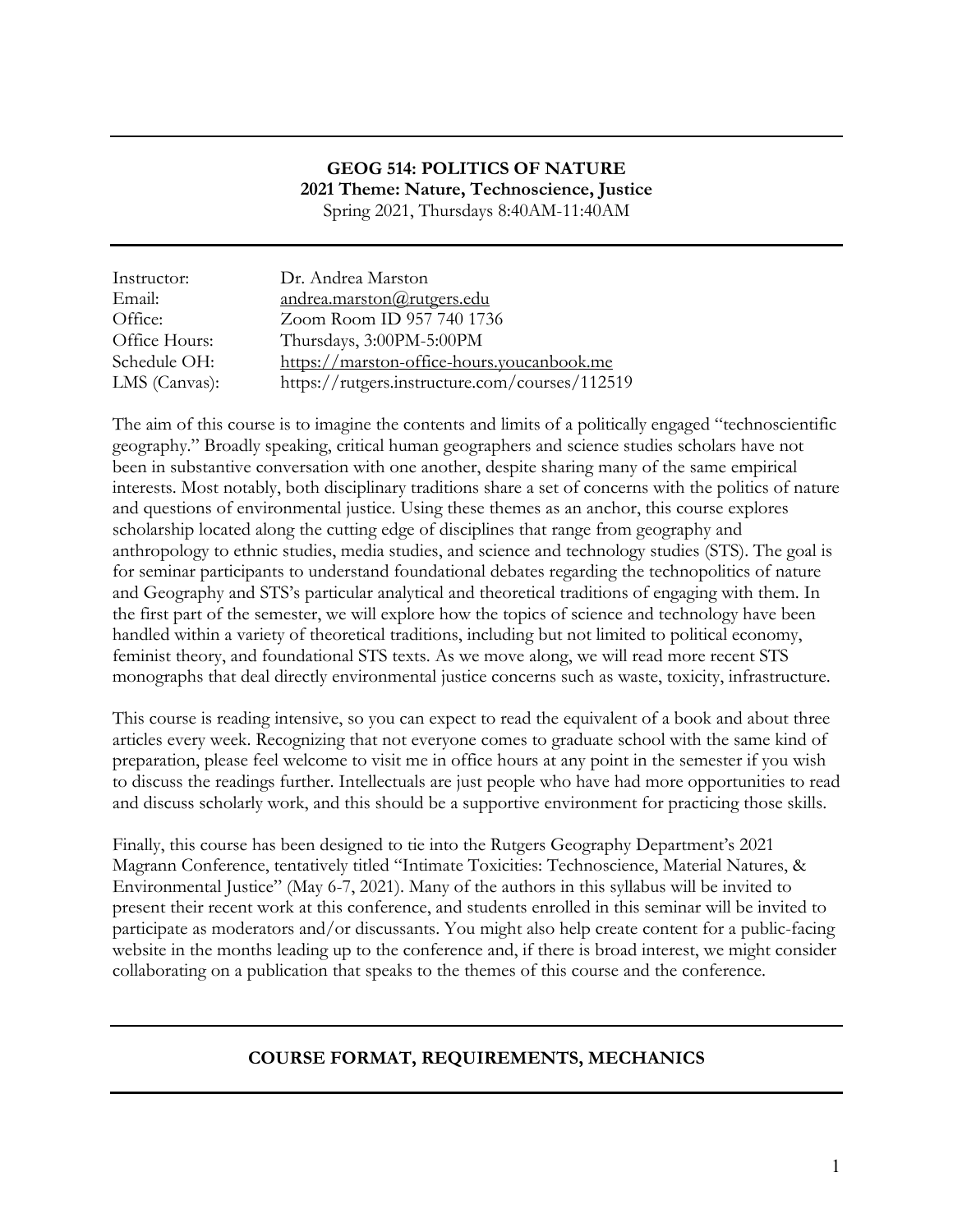# GEOG 514: POLITICS OF NATURE

**2021 Theme: Nature, Technoscience, Justice**

Spring 2021, Thursdays 8:40AM-11:40AM

| | |
|---|---|
| Instructor: | Dr. Andrea Marston |
| Email: | andrea.marston@rutgers.edu |
| Office: | Zoom Room ID 957 740 1736 |
| Office Hours: | Thursdays, 3:00PM-5:00PM |
| Schedule OH: | https://marston-office-hours.youcanbook.me |
| LMS (Canvas): | https://rutgers.instructure.com/courses/112519 |

The aim of this course is to imagine the contents and limits of a politically engaged "technoscientific geography." Broadly speaking, critical human geographers and science studies scholars have not been in substantive conversation with one another, despite sharing many of the same empirical interests. Most notably, both disciplinary traditions share a set of concerns with the politics of nature and questions of environmental justice. Using these themes as an anchor, this course explores scholarship located along the cutting edge of disciplines that range from geography and anthropology to ethnic studies, media studies, and science and technology studies (STS). The goal is for seminar participants to understand foundational debates regarding the technopolitics of nature and Geography and STS's particular analytical and theoretical traditions of engaging with them. In the first part of the semester, we will explore how the topics of science and technology have been handled within a variety of theoretical traditions, including but not limited to political economy, feminist theory, and foundational STS texts. As we move along, we will read more recent STS monographs that deal directly environmental justice concerns such as waste, toxicity, infrastructure.

This course is reading intensive, so you can expect to read the equivalent of a book and about three articles every week. Recognizing that not everyone comes to graduate school with the same kind of preparation, please feel welcome to visit me in office hours at any point in the semester if you wish to discuss the readings further. Intellectuals are just people who have had more opportunities to read and discuss scholarly work, and this should be a supportive environment for practicing those skills.

Finally, this course has been designed to tie into the Rutgers Geography Department's 2021 Magrann Conference, tentatively titled "Intimate Toxicities: Technoscience, Material Natures, & Environmental Justice" (May 6-7, 2021). Many of the authors in this syllabus will be invited to present their recent work at this conference, and students enrolled in this seminar will be invited to participate as moderators and/or discussants. You might also help create content for a public-facing website in the months leading up to the conference and, if there is broad interest, we might consider collaborating on a publication that speaks to the themes of this course and the conference.

## COURSE FORMAT, REQUIREMENTS, MECHANICS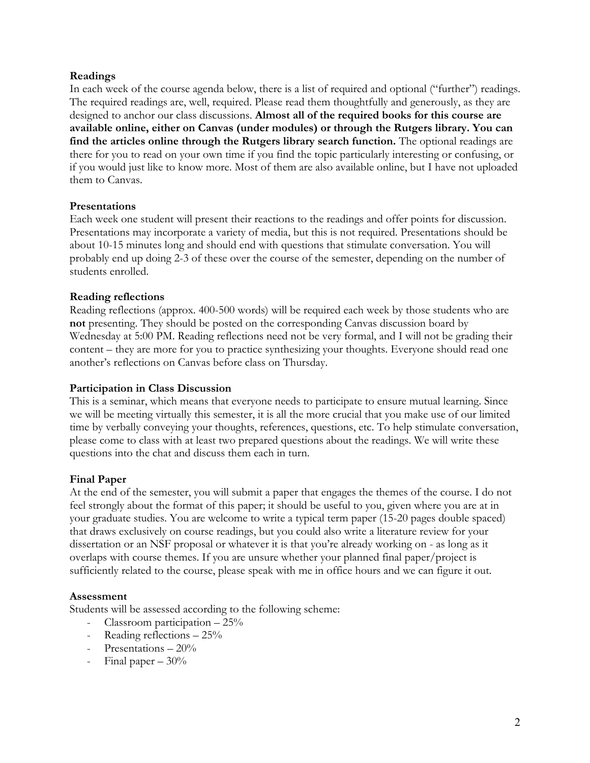**Readings**

In each week of the course agenda below, there is a list of required and optional ("further") readings. The required readings are, well, required. Please read them thoughtfully and generously, as they are designed to anchor our class discussions. **Almost all of the required books for this course are available online, either on Canvas (under modules) or through the Rutgers library. You can find the articles online through the Rutgers library search function.** The optional readings are there for you to read on your own time if you find the topic particularly interesting or confusing, or if you would just like to know more. Most of them are also available online, but I have not uploaded them to Canvas.

**Presentations**

Each week one student will present their reactions to the readings and offer points for discussion. Presentations may incorporate a variety of media, but this is not required. Presentations should be about 10-15 minutes long and should end with questions that stimulate conversation. You will probably end up doing 2-3 of these over the course of the semester, depending on the number of students enrolled.

**Reading reflections**

Reading reflections (approx. 400-500 words) will be required each week by those students who are **not** presenting. They should be posted on the corresponding Canvas discussion board by Wednesday at 5:00 PM. Reading reflections need not be very formal, and I will not be grading their content – they are more for you to practice synthesizing your thoughts. Everyone should read one another's reflections on Canvas before class on Thursday.

**Participation in Class Discussion**

This is a seminar, which means that everyone needs to participate to ensure mutual learning. Since we will be meeting virtually this semester, it is all the more crucial that you make use of our limited time by verbally conveying your thoughts, references, questions, etc. To help stimulate conversation, please come to class with at least two prepared questions about the readings. We will write these questions into the chat and discuss them each in turn.

**Final Paper**

At the end of the semester, you will submit a paper that engages the themes of the course. I do not feel strongly about the format of this paper; it should be useful to you, given where you are at in your graduate studies. You are welcome to write a typical term paper (15-20 pages double spaced) that draws exclusively on course readings, but you could also write a literature review for your dissertation or an NSF proposal or whatever it is that you're already working on - as long as it overlaps with course themes. If you are unsure whether your planned final paper/project is sufficiently related to the course, please speak with me in office hours and we can figure it out.

**Assessment**

Students will be assessed according to the following scheme:

- Classroom participation – 25%
- Reading reflections – 25%
- Presentations – 20%
- Final paper – 30%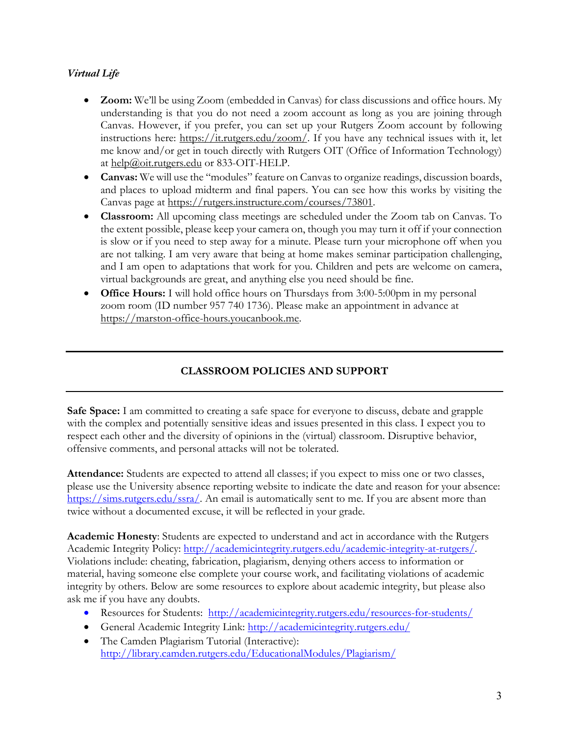### *Virtual Life*

- **Zoom:** We'll be using Zoom (embedded in Canvas) for class discussions and office hours. My understanding is that you do not need a zoom account as long as you are joining through Canvas. However, if you prefer, you can set up your Rutgers Zoom account by following instructions here: https://it.rutgers.edu/zoom/. If you have any technical issues with it, let me know and/or get in touch directly with Rutgers OIT (Office of Information Technology) at help@oit.rutgers.edu or 833-OIT-HELP.
- **Canvas:** We will use the "modules" feature on Canvas to organize readings, discussion boards, and places to upload midterm and final papers. You can see how this works by visiting the Canvas page at https://rutgers.instructure.com/courses/73801.
- **Classroom:** All upcoming class meetings are scheduled under the Zoom tab on Canvas. To the extent possible, please keep your camera on, though you may turn it off if your connection is slow or if you need to step away for a minute. Please turn your microphone off when you are not talking. I am very aware that being at home makes seminar participation challenging, and I am open to adaptations that work for you. Children and pets are welcome on camera, virtual backgrounds are great, and anything else you need should be fine.
- **Office Hours:** I will hold office hours on Thursdays from 3:00-5:00pm in my personal zoom room (ID number 957 740 1736). Please make an appointment in advance at https://marston-office-hours.youcanbook.me.

---

## CLASSROOM POLICIES AND SUPPORT

---

**Safe Space:** I am committed to creating a safe space for everyone to discuss, debate and grapple with the complex and potentially sensitive ideas and issues presented in this class. I expect you to respect each other and the diversity of opinions in the (virtual) classroom. Disruptive behavior, offensive comments, and personal attacks will not be tolerated.

**Attendance:** Students are expected to attend all classes; if you expect to miss one or two classes, please use the University absence reporting website to indicate the date and reason for your absence: https://sims.rutgers.edu/ssra/. An email is automatically sent to me. If you are absent more than twice without a documented excuse, it will be reflected in your grade.

**Academic Honesty**: Students are expected to understand and act in accordance with the Rutgers Academic Integrity Policy: http://academicintegrity.rutgers.edu/academic-integrity-at-rutgers/. Violations include: cheating, fabrication, plagiarism, denying others access to information or material, having someone else complete your course work, and facilitating violations of academic integrity by others. Below are some resources to explore about academic integrity, but please also ask me if you have any doubts.

- Resources for Students: http://academicintegrity.rutgers.edu/resources-for-students/
- General Academic Integrity Link: http://academicintegrity.rutgers.edu/
- The Camden Plagiarism Tutorial (Interactive): http://library.camden.rutgers.edu/EducationalModules/Plagiarism/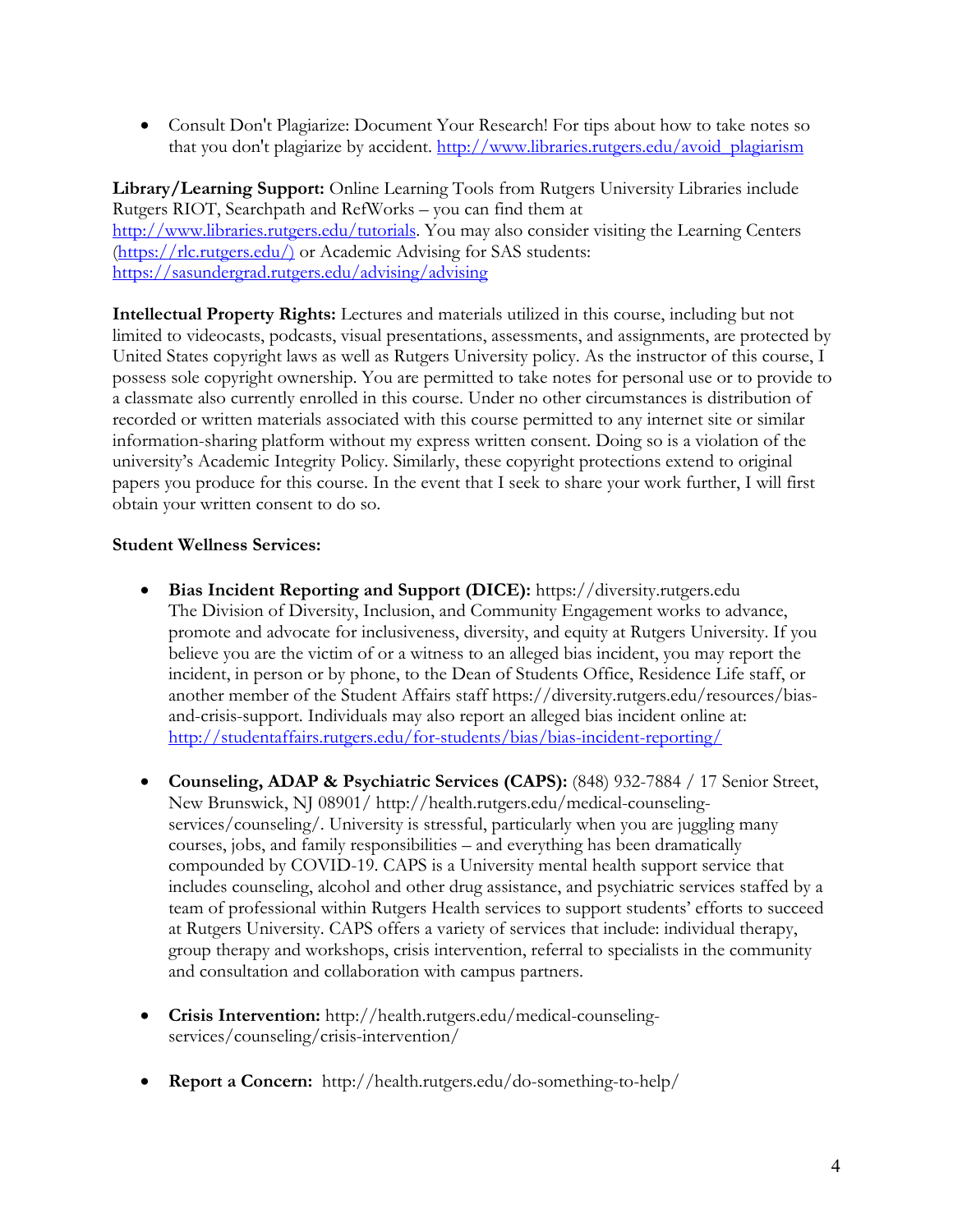- Consult Don't Plagiarize: Document Your Research! For tips about how to take notes so that you don't plagiarize by accident. http://www.libraries.rutgers.edu/avoid_plagiarism

**Library/Learning Support:** Online Learning Tools from Rutgers University Libraries include Rutgers RIOT, Searchpath and RefWorks – you can find them at http://www.libraries.rutgers.edu/tutorials. You may also consider visiting the Learning Centers (https://rlc.rutgers.edu/) or Academic Advising for SAS students: https://sasundergrad.rutgers.edu/advising/advising

**Intellectual Property Rights:** Lectures and materials utilized in this course, including but not limited to videocasts, podcasts, visual presentations, assessments, and assignments, are protected by United States copyright laws as well as Rutgers University policy. As the instructor of this course, I possess sole copyright ownership. You are permitted to take notes for personal use or to provide to a classmate also currently enrolled in this course. Under no other circumstances is distribution of recorded or written materials associated with this course permitted to any internet site or similar information-sharing platform without my express written consent. Doing so is a violation of the university's Academic Integrity Policy. Similarly, these copyright protections extend to original papers you produce for this course. In the event that I seek to share your work further, I will first obtain your written consent to do so.

**Student Wellness Services:**

- **Bias Incident Reporting and Support (DICE):** https://diversity.rutgers.edu
  The Division of Diversity, Inclusion, and Community Engagement works to advance, promote and advocate for inclusiveness, diversity, and equity at Rutgers University. If you believe you are the victim of or a witness to an alleged bias incident, you may report the incident, in person or by phone, to the Dean of Students Office, Residence Life staff, or another member of the Student Affairs staff https://diversity.rutgers.edu/resources/bias-and-crisis-support. Individuals may also report an alleged bias incident online at: http://studentaffairs.rutgers.edu/for-students/bias/bias-incident-reporting/

- **Counseling, ADAP & Psychiatric Services (CAPS):** (848) 932-7884 / 17 Senior Street, New Brunswick, NJ 08901/ http://health.rutgers.edu/medical-counseling-services/counseling/. University is stressful, particularly when you are juggling many courses, jobs, and family responsibilities – and everything has been dramatically compounded by COVID-19. CAPS is a University mental health support service that includes counseling, alcohol and other drug assistance, and psychiatric services staffed by a team of professional within Rutgers Health services to support students' efforts to succeed at Rutgers University. CAPS offers a variety of services that include: individual therapy, group therapy and workshops, crisis intervention, referral to specialists in the community and consultation and collaboration with campus partners.

- **Crisis Intervention:** http://health.rutgers.edu/medical-counseling-services/counseling/crisis-intervention/

- **Report a Concern:** http://health.rutgers.edu/do-something-to-help/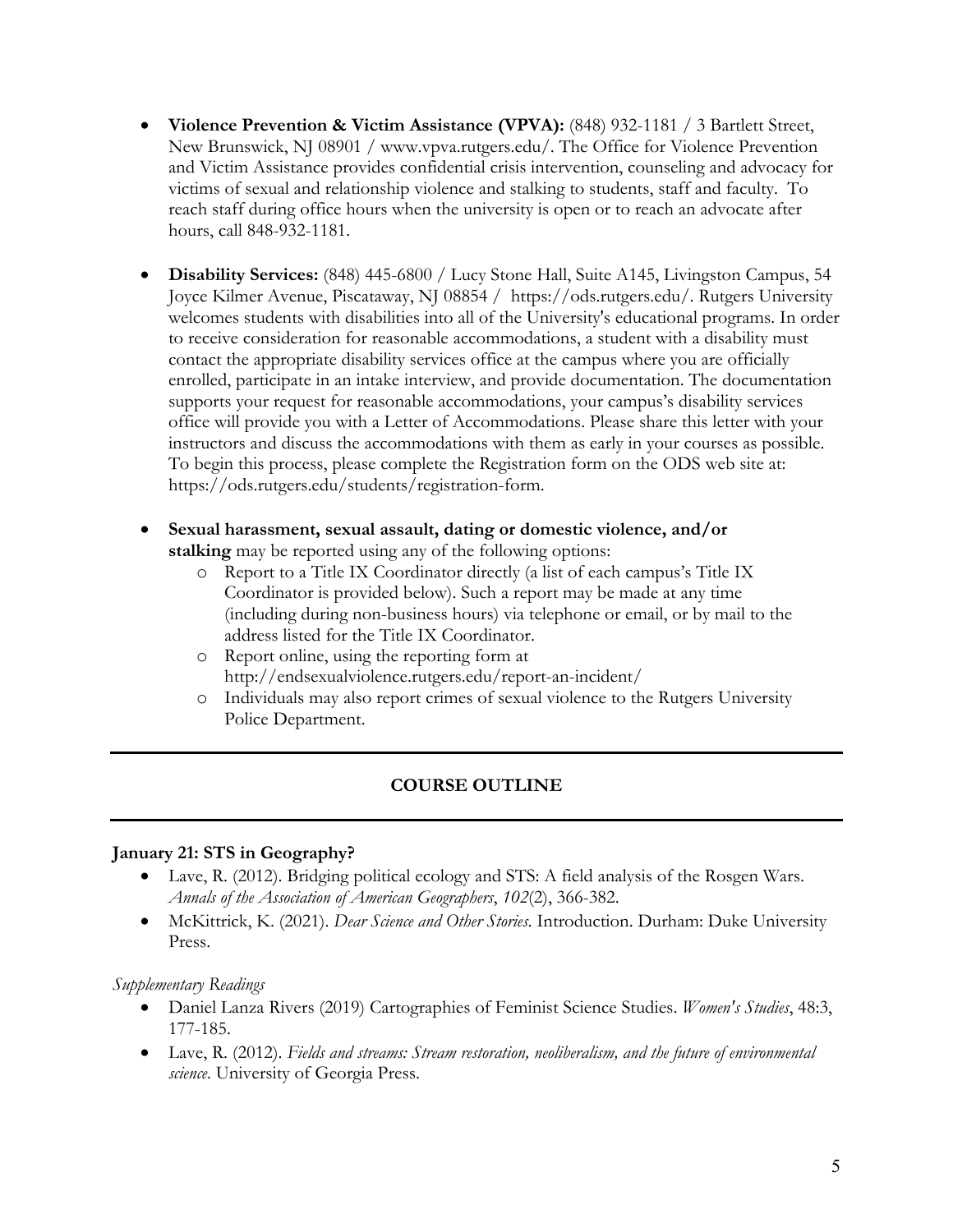- **Violence Prevention & Victim Assistance (VPVA):** (848) 932-1181 / 3 Bartlett Street, New Brunswick, NJ 08901 / www.vpva.rutgers.edu/. The Office for Violence Prevention and Victim Assistance provides confidential crisis intervention, counseling and advocacy for victims of sexual and relationship violence and stalking to students, staff and faculty. To reach staff during office hours when the university is open or to reach an advocate after hours, call 848-932-1181.

- **Disability Services:** (848) 445-6800 / Lucy Stone Hall, Suite A145, Livingston Campus, 54 Joyce Kilmer Avenue, Piscataway, NJ 08854 / https://ods.rutgers.edu/. Rutgers University welcomes students with disabilities into all of the University's educational programs. In order to receive consideration for reasonable accommodations, a student with a disability must contact the appropriate disability services office at the campus where you are officially enrolled, participate in an intake interview, and provide documentation. The documentation supports your request for reasonable accommodations, your campus's disability services office will provide you with a Letter of Accommodations. Please share this letter with your instructors and discuss the accommodations with them as early in your courses as possible. To begin this process, please complete the Registration form on the ODS web site at: https://ods.rutgers.edu/students/registration-form.

- **Sexual harassment, sexual assault, dating or domestic violence, and/or stalking** may be reported using any of the following options:
    - Report to a Title IX Coordinator directly (a list of each campus's Title IX Coordinator is provided below). Such a report may be made at any time (including during non-business hours) via telephone or email, or by mail to the address listed for the Title IX Coordinator.
    - Report online, using the reporting form at http://endsexualviolence.rutgers.edu/report-an-incident/
    - Individuals may also report crimes of sexual violence to the Rutgers University Police Department.

---

## COURSE OUTLINE

---

**January 21: STS in Geography?**

- Lave, R. (2012). Bridging political ecology and STS: A field analysis of the Rosgen Wars. *Annals of the Association of American Geographers*, *102*(2), 366-382.
- McKittrick, K. (2021). *Dear Science and Other Stories.* Introduction. Durham: Duke University Press.

*Supplementary Readings*

- Daniel Lanza Rivers (2019) Cartographies of Feminist Science Studies. *Women's Studies*, 48:3, 177-185.
- Lave, R. (2012). *Fields and streams: Stream restoration, neoliberalism, and the future of environmental science.* University of Georgia Press.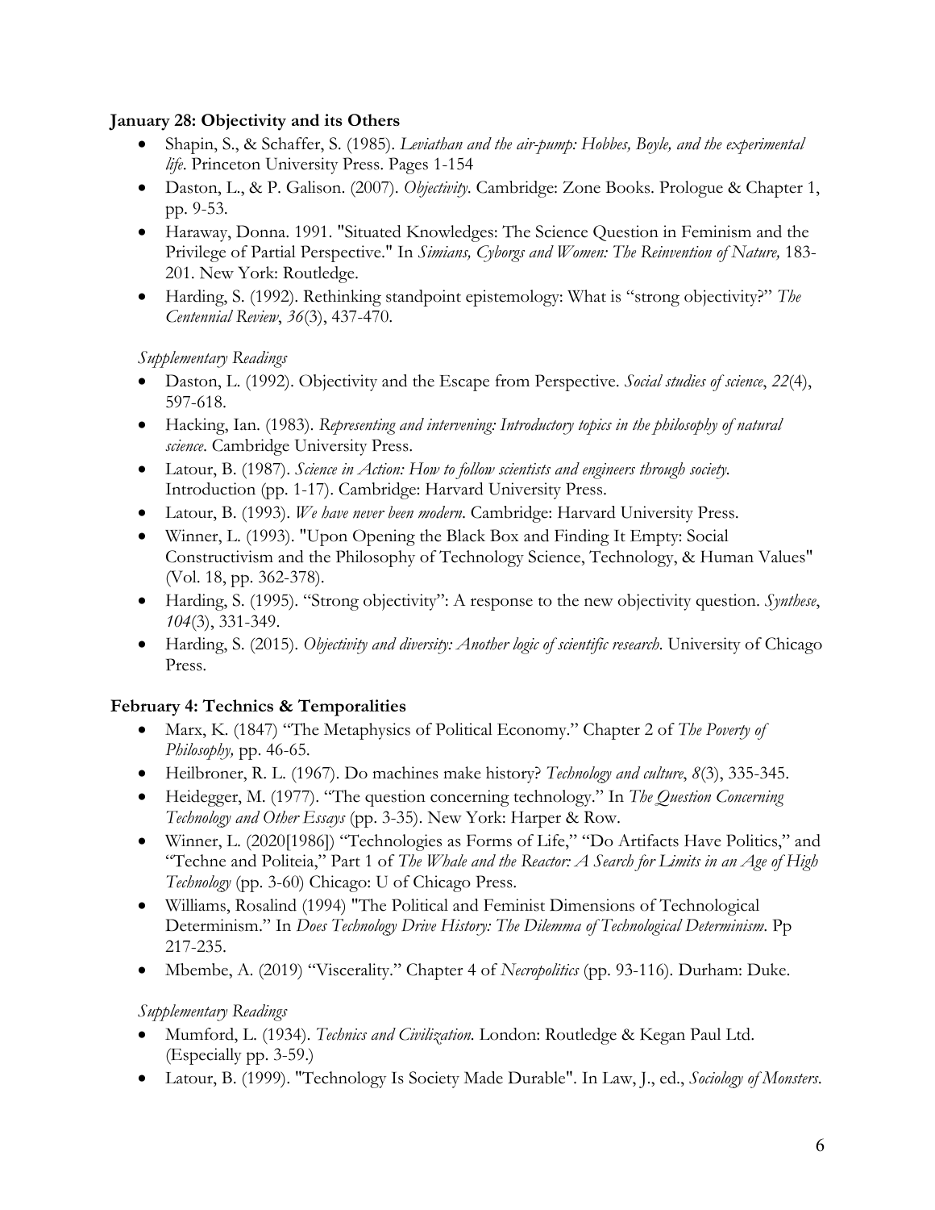**January 28: Objectivity and its Others**

- Shapin, S., & Schaffer, S. (1985). *Leviathan and the air-pump: Hobbes, Boyle, and the experimental life*. Princeton University Press. Pages 1-154
- Daston, L., & P. Galison. (2007). *Objectivity*. Cambridge: Zone Books. Prologue & Chapter 1, pp. 9-53.
- Haraway, Donna. 1991. "Situated Knowledges: The Science Question in Feminism and the Privilege of Partial Perspective." In *Simians, Cyborgs and Women: The Reinvention of Nature,* 183-201. New York: Routledge.
- Harding, S. (1992). Rethinking standpoint epistemology: What is "strong objectivity?" *The Centennial Review*, *36*(3), 437-470.

*Supplementary Readings*

- Daston, L. (1992). Objectivity and the Escape from Perspective. *Social studies of science*, *22*(4), 597-618.
- Hacking, Ian. (1983). *Representing and intervening: Introductory topics in the philosophy of natural science*. Cambridge University Press.
- Latour, B. (1987). *Science in Action: How to follow scientists and engineers through society.* Introduction (pp. 1-17). Cambridge: Harvard University Press.
- Latour, B. (1993). *We have never been modern.* Cambridge: Harvard University Press.
- Winner, L. (1993). "Upon Opening the Black Box and Finding It Empty: Social Constructivism and the Philosophy of Technology Science, Technology, & Human Values" (Vol. 18, pp. 362-378).
- Harding, S. (1995). "Strong objectivity": A response to the new objectivity question. *Synthese*, *104*(3), 331-349.
- Harding, S. (2015). *Objectivity and diversity: Another logic of scientific research*. University of Chicago Press.

**February 4: Technics & Temporalities**

- Marx, K. (1847) "The Metaphysics of Political Economy." Chapter 2 of *The Poverty of Philosophy,* pp. 46-65.
- Heilbroner, R. L. (1967). Do machines make history? *Technology and culture*, *8*(3), 335-345.
- Heidegger, M. (1977). "The question concerning technology." In *The Question Concerning Technology and Other Essays* (pp. 3-35). New York: Harper & Row.
- Winner, L. (2020[1986]) "Technologies as Forms of Life," "Do Artifacts Have Politics," and "Techne and Politeia," Part 1 of *The Whale and the Reactor: A Search for Limits in an Age of High Technology* (pp. 3-60) Chicago: U of Chicago Press.
- Williams, Rosalind (1994) "The Political and Feminist Dimensions of Technological Determinism." In *Does Technology Drive History: The Dilemma of Technological Determinism*. Pp 217-235.
- Mbembe, A. (2019) "Viscerality." Chapter 4 of *Necropolitics* (pp. 93-116). Durham: Duke.

*Supplementary Readings*

- Mumford, L. (1934). *Technics and Civilization.* London: Routledge & Kegan Paul Ltd. (Especially pp. 3-59.)
- Latour, B. (1999). "Technology Is Society Made Durable". In Law, J., ed., *Sociology of Monsters*.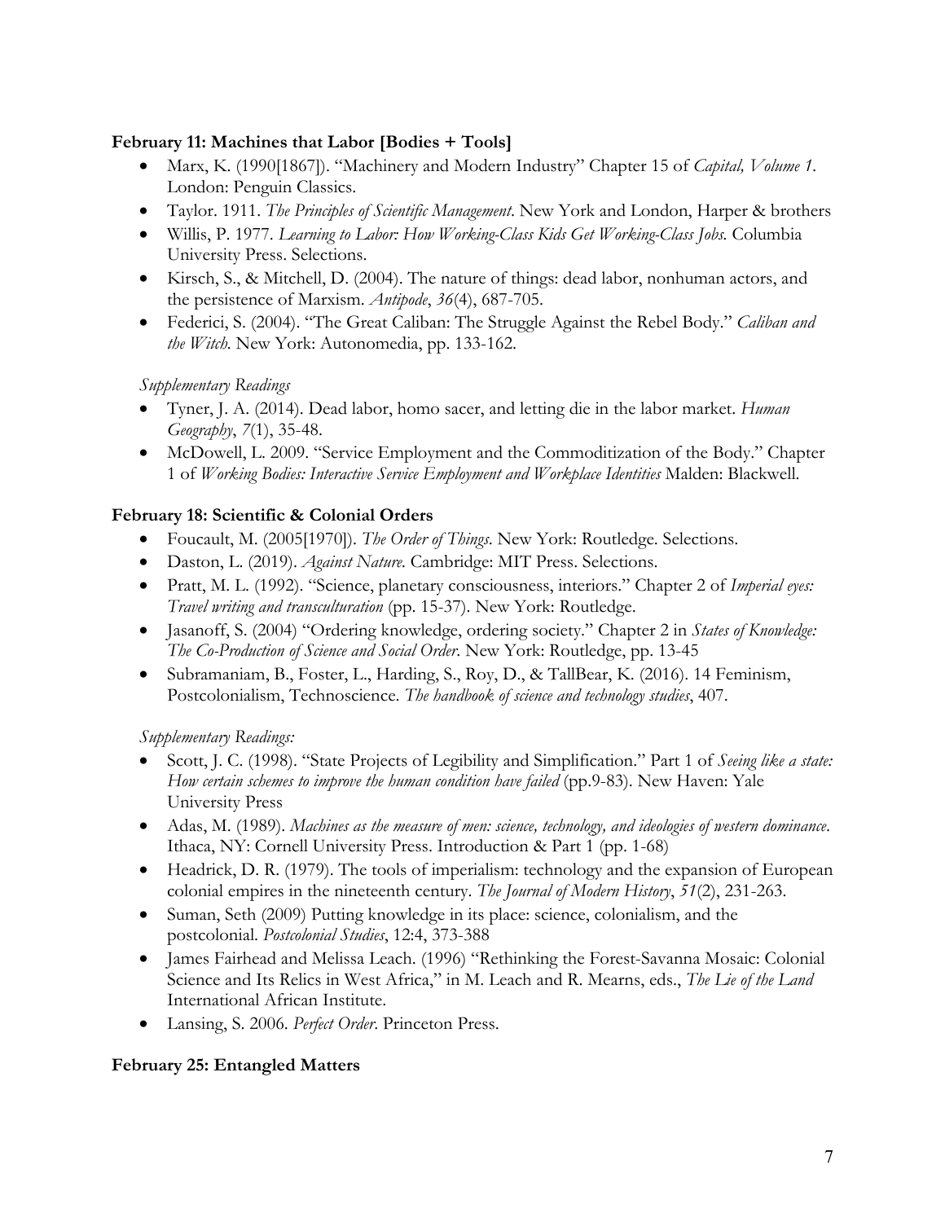**February 11: Machines that Labor [Bodies + Tools]**

- Marx, K. (1990[1867]). "Machinery and Modern Industry" Chapter 15 of *Capital, Volume 1*. London: Penguin Classics.
- Taylor. 1911. *The Principles of Scientific Management*. New York and London, Harper & brothers
- Willis, P. 1977. *Learning to Labor: How Working-Class Kids Get Working-Class Jobs.* Columbia University Press. Selections.
- Kirsch, S., & Mitchell, D. (2004). The nature of things: dead labor, nonhuman actors, and the persistence of Marxism. *Antipode*, *36*(4), 687-705.
- Federici, S. (2004). "The Great Caliban: The Struggle Against the Rebel Body." *Caliban and the Witch.* New York: Autonomedia, pp. 133-162.

*Supplementary Readings*

- Tyner, J. A. (2014). Dead labor, homo sacer, and letting die in the labor market. *Human Geography*, *7*(1), 35-48.
- McDowell, L. 2009. "Service Employment and the Commoditization of the Body." Chapter 1 of *Working Bodies: Interactive Service Employment and Workplace Identities* Malden: Blackwell.

**February 18: Scientific & Colonial Orders**

- Foucault, M. (2005[1970]). *The Order of Things*. New York: Routledge. Selections.
- Daston, L. (2019). *Against Nature.* Cambridge: MIT Press. Selections.
- Pratt, M. L. (1992). "Science, planetary consciousness, interiors." Chapter 2 of *Imperial eyes: Travel writing and transculturation* (pp. 15-37). New York: Routledge.
- Jasanoff, S. (2004) "Ordering knowledge, ordering society." Chapter 2 in *States of Knowledge: The Co-Production of Science and Social Order*. New York: Routledge, pp. 13-45
- Subramaniam, B., Foster, L., Harding, S., Roy, D., & TallBear, K. (2016). 14 Feminism, Postcolonialism, Technoscience. *The handbook of science and technology studies*, 407.

*Supplementary Readings:*

- Scott, J. C. (1998). "State Projects of Legibility and Simplification." Part 1 of *Seeing like a state: How certain schemes to improve the human condition have failed* (pp.9-83). New Haven: Yale University Press
- Adas, M. (1989). *Machines as the measure of men: science, technology, and ideologies of western dominance*. Ithaca, NY: Cornell University Press. Introduction & Part 1 (pp. 1-68)
- Headrick, D. R. (1979). The tools of imperialism: technology and the expansion of European colonial empires in the nineteenth century. *The Journal of Modern History*, *51*(2), 231-263.
- Suman, Seth (2009) Putting knowledge in its place: science, colonialism, and the postcolonial. *Postcolonial Studies*, 12:4, 373-388
- James Fairhead and Melissa Leach. (1996) "Rethinking the Forest-Savanna Mosaic: Colonial Science and Its Relics in West Africa," in M. Leach and R. Mearns, eds., *The Lie of the Land* International African Institute.
- Lansing, S. 2006. *Perfect Order*. Princeton Press.

**February 25: Entangled Matters**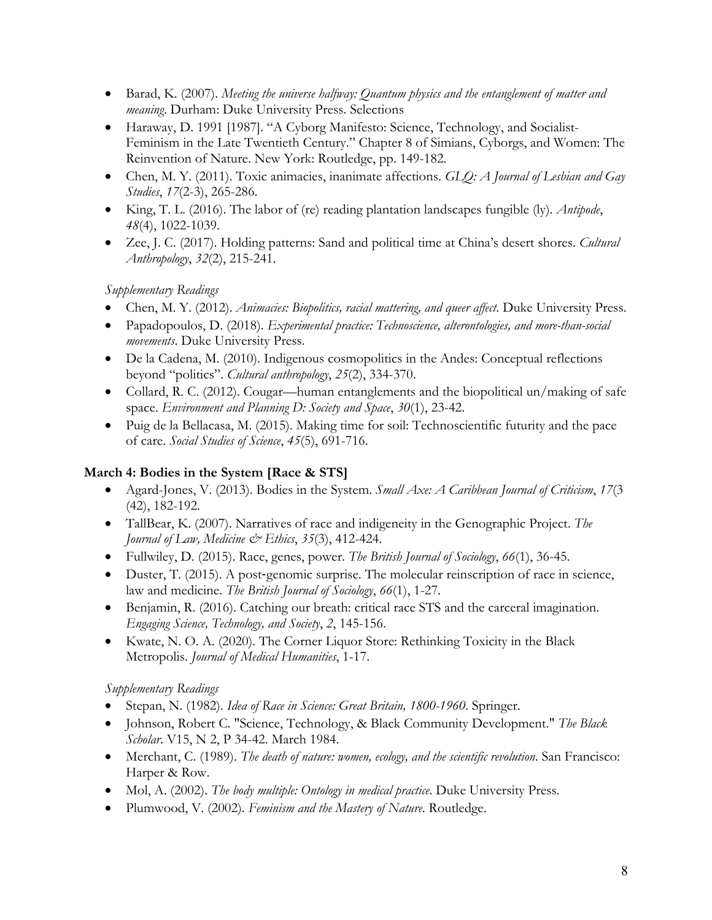- Barad, K. (2007). *Meeting the universe halfway: Quantum physics and the entanglement of matter and meaning*. Durham: Duke University Press. Selections
- Haraway, D. 1991 [1987]. "A Cyborg Manifesto: Science, Technology, and Socialist-Feminism in the Late Twentieth Century." Chapter 8 of Simians, Cyborgs, and Women: The Reinvention of Nature. New York: Routledge, pp. 149-182.
- Chen, M. Y. (2011). Toxic animacies, inanimate affections. *GLQ: A Journal of Lesbian and Gay Studies*, *17*(2-3), 265-286.
- King, T. L. (2016). The labor of (re) reading plantation landscapes fungible (ly). *Antipode*, *48*(4), 1022-1039.
- Zee, J. C. (2017). Holding patterns: Sand and political time at China's desert shores. *Cultural Anthropology*, *32*(2), 215-241.

*Supplementary Readings*

- Chen, M. Y. (2012). *Animacies: Biopolitics, racial mattering, and queer affect*. Duke University Press.
- Papadopoulos, D. (2018). *Experimental practice: Technoscience, alterontologies, and more-than-social movements*. Duke University Press.
- De la Cadena, M. (2010). Indigenous cosmopolitics in the Andes: Conceptual reflections beyond "politics". *Cultural anthropology*, *25*(2), 334-370.
- Collard, R. C. (2012). Cougar—human entanglements and the biopolitical un/making of safe space. *Environment and Planning D: Society and Space*, *30*(1), 23-42.
- Puig de la Bellacasa, M. (2015). Making time for soil: Technoscientific futurity and the pace of care. *Social Studies of Science*, *45*(5), 691-716.

**March 4: Bodies in the System [Race & STS]**

- Agard-Jones, V. (2013). Bodies in the System. *Small Axe: A Caribbean Journal of Criticism*, *17*(3 (42), 182-192.
- TallBear, K. (2007). Narratives of race and indigeneity in the Genographic Project. *The Journal of Law, Medicine & Ethics*, *35*(3), 412-424.
- Fullwiley, D. (2015). Race, genes, power. *The British Journal of Sociology*, *66*(1), 36-45.
- Duster, T. (2015). A post‐genomic surprise. The molecular reinscription of race in science, law and medicine. *The British Journal of Sociology*, *66*(1), 1-27.
- Benjamin, R. (2016). Catching our breath: critical race STS and the carceral imagination. *Engaging Science, Technology, and Society*, *2*, 145-156.
- Kwate, N. O. A. (2020). The Corner Liquor Store: Rethinking Toxicity in the Black Metropolis. *Journal of Medical Humanities*, 1-17.

*Supplementary Readings*

- Stepan, N. (1982). *Idea of Race in Science: Great Britain, 1800-1960*. Springer.
- Johnson, Robert C. "Science, Technology, & Black Community Development." *The Black Scholar*. V15, N 2, P 34-42. March 1984.
- Merchant, C. (1989). *The death of nature: women, ecology, and the scientific revolution*. San Francisco: Harper & Row.
- Mol, A. (2002). *The body multiple: Ontology in medical practice*. Duke University Press.
- Plumwood, V. (2002). *Feminism and the Mastery of Nature*. Routledge.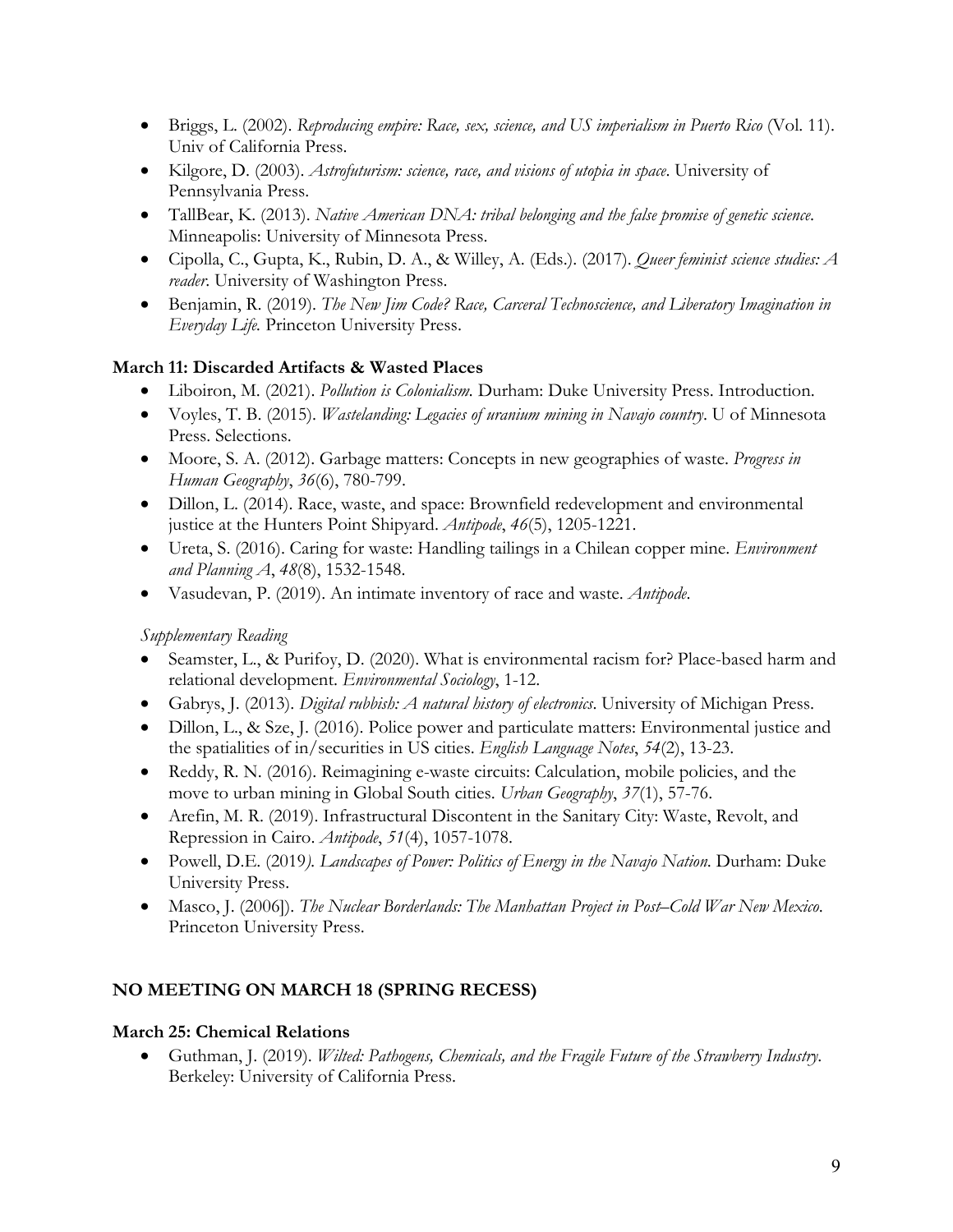- Briggs, L. (2002). *Reproducing empire: Race, sex, science, and US imperialism in Puerto Rico* (Vol. 11). Univ of California Press.
- Kilgore, D. (2003). *Astrofuturism: science, race, and visions of utopia in space*. University of Pennsylvania Press.
- TallBear, K. (2013). *Native American DNA: tribal belonging and the false promise of genetic science*. Minneapolis: University of Minnesota Press.
- Cipolla, C., Gupta, K., Rubin, D. A., & Willey, A. (Eds.). (2017). *Queer feminist science studies: A reader*. University of Washington Press.
- Benjamin, R. (2019). *The New Jim Code? Race, Carceral Technoscience, and Liberatory Imagination in Everyday Life.* Princeton University Press.

**March 11: Discarded Artifacts & Wasted Places**

- Liboiron, M. (2021). *Pollution is Colonialism.* Durham: Duke University Press. Introduction.
- Voyles, T. B. (2015). *Wastelanding: Legacies of uranium mining in Navajo country*. U of Minnesota Press. Selections.
- Moore, S. A. (2012). Garbage matters: Concepts in new geographies of waste. *Progress in Human Geography*, *36*(6), 780-799.
- Dillon, L. (2014). Race, waste, and space: Brownfield redevelopment and environmental justice at the Hunters Point Shipyard. *Antipode*, *46*(5), 1205-1221.
- Ureta, S. (2016). Caring for waste: Handling tailings in a Chilean copper mine. *Environment and Planning A*, *48*(8), 1532-1548.
- Vasudevan, P. (2019). An intimate inventory of race and waste. *Antipode*.

*Supplementary Reading*

- Seamster, L., & Purifoy, D. (2020). What is environmental racism for? Place-based harm and relational development. *Environmental Sociology*, 1-12.
- Gabrys, J. (2013). *Digital rubbish: A natural history of electronics*. University of Michigan Press.
- Dillon, L., & Sze, J. (2016). Police power and particulate matters: Environmental justice and the spatialities of in/securities in US cities. *English Language Notes*, *54*(2), 13-23.
- Reddy, R. N. (2016). Reimagining e-waste circuits: Calculation, mobile policies, and the move to urban mining in Global South cities. *Urban Geography*, *37*(1), 57-76.
- Arefin, M. R. (2019). Infrastructural Discontent in the Sanitary City: Waste, Revolt, and Repression in Cairo. *Antipode*, *51*(4), 1057-1078.
- Powell, D.E. (2019*). Landscapes of Power: Politics of Energy in the Navajo Nation*. Durham: Duke University Press.
- Masco, J. (2006]). *The Nuclear Borderlands: The Manhattan Project in Post–Cold War New Mexico.* Princeton University Press.

**NO MEETING ON MARCH 18 (SPRING RECESS)**

**March 25: Chemical Relations**

- Guthman, J. (2019). *Wilted: Pathogens, Chemicals, and the Fragile Future of the Strawberry Industry.* Berkeley: University of California Press.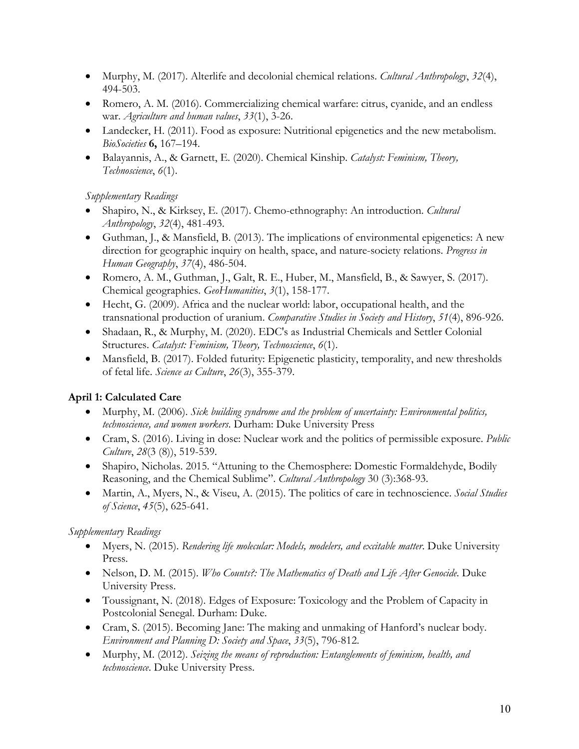- Murphy, M. (2017). Alterlife and decolonial chemical relations. *Cultural Anthropology*, *32*(4), 494-503.
- Romero, A. M. (2016). Commercializing chemical warfare: citrus, cyanide, and an endless war. *Agriculture and human values*, *33*(1), 3-26.
- Landecker, H. (2011). Food as exposure: Nutritional epigenetics and the new metabolism. *BioSocieties* **6,** 167–194.
- Balayannis, A., & Garnett, E. (2020). Chemical Kinship. *Catalyst: Feminism, Theory, Technoscience*, *6*(1).

*Supplementary Readings*

- Shapiro, N., & Kirksey, E. (2017). Chemo-ethnography: An introduction. *Cultural Anthropology*, *32*(4), 481-493.
- Guthman, J., & Mansfield, B. (2013). The implications of environmental epigenetics: A new direction for geographic inquiry on health, space, and nature-society relations. *Progress in Human Geography*, *37*(4), 486-504.
- Romero, A. M., Guthman, J., Galt, R. E., Huber, M., Mansfield, B., & Sawyer, S. (2017). Chemical geographies. *GeoHumanities*, *3*(1), 158-177.
- Hecht, G. (2009). Africa and the nuclear world: labor, occupational health, and the transnational production of uranium. *Comparative Studies in Society and History*, *51*(4), 896-926.
- Shadaan, R., & Murphy, M. (2020). EDC's as Industrial Chemicals and Settler Colonial Structures. *Catalyst: Feminism, Theory, Technoscience*, *6*(1).
- Mansfield, B. (2017). Folded futurity: Epigenetic plasticity, temporality, and new thresholds of fetal life. *Science as Culture*, *26*(3), 355-379.

**April 1: Calculated Care**

- Murphy, M. (2006). *Sick building syndrome and the problem of uncertainty: Environmental politics, technoscience, and women workers*. Durham: Duke University Press
- Cram, S. (2016). Living in dose: Nuclear work and the politics of permissible exposure. *Public Culture*, *28*(3 (8)), 519-539.
- Shapiro, Nicholas. 2015. "Attuning to the Chemosphere: Domestic Formaldehyde, Bodily Reasoning, and the Chemical Sublime". *Cultural Anthropology* 30 (3):368-93.
- Martin, A., Myers, N., & Viseu, A. (2015). The politics of care in technoscience. *Social Studies of Science*, *45*(5), 625-641.

*Supplementary Readings*

- Myers, N. (2015). *Rendering life molecular: Models, modelers, and excitable matter*. Duke University Press.
- Nelson, D. M. (2015). *Who Counts?: The Mathematics of Death and Life After Genocide*. Duke University Press.
- Toussignant, N. (2018). Edges of Exposure: Toxicology and the Problem of Capacity in Postcolonial Senegal. Durham: Duke.
- Cram, S. (2015). Becoming Jane: The making and unmaking of Hanford's nuclear body. *Environment and Planning D: Society and Space*, *33*(5), 796-812.
- Murphy, M. (2012). *Seizing the means of reproduction: Entanglements of feminism, health, and technoscience*. Duke University Press.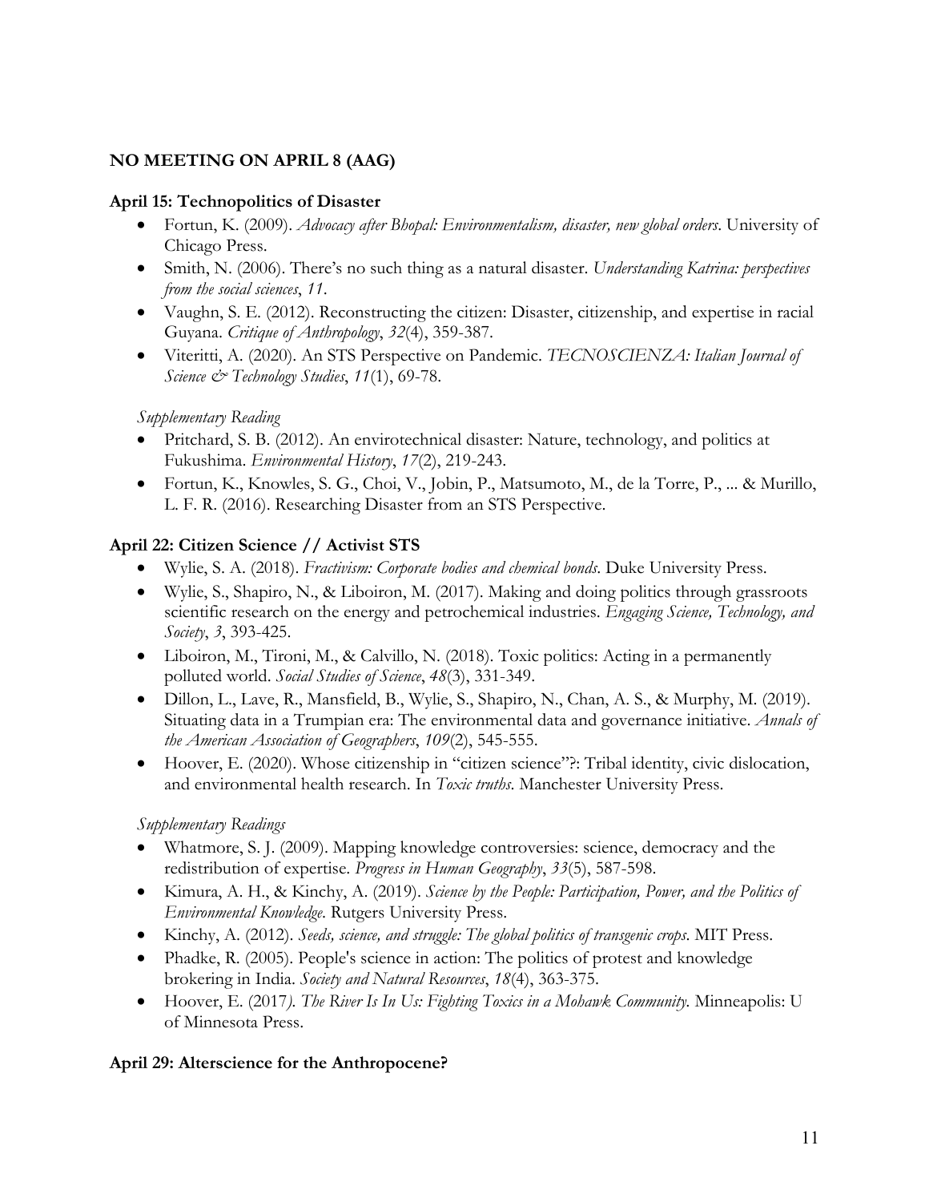**NO MEETING ON APRIL 8 (AAG)**

**April 15: Technopolitics of Disaster**

- Fortun, K. (2009). *Advocacy after Bhopal: Environmentalism, disaster, new global orders*. University of Chicago Press.
- Smith, N. (2006). There's no such thing as a natural disaster. *Understanding Katrina: perspectives from the social sciences*, *11*.
- Vaughn, S. E. (2012). Reconstructing the citizen: Disaster, citizenship, and expertise in racial Guyana. *Critique of Anthropology*, *32*(4), 359-387.
- Viteritti, A. (2020). An STS Perspective on Pandemic. *TECNOSCIENZA: Italian Journal of Science & Technology Studies*, *11*(1), 69-78.

*Supplementary Reading*

- Pritchard, S. B. (2012). An envirotechnical disaster: Nature, technology, and politics at Fukushima. *Environmental History*, *17*(2), 219-243.
- Fortun, K., Knowles, S. G., Choi, V., Jobin, P., Matsumoto, M., de la Torre, P., ... & Murillo, L. F. R. (2016). Researching Disaster from an STS Perspective.

**April 22: Citizen Science // Activist STS**

- Wylie, S. A. (2018). *Fractivism: Corporate bodies and chemical bonds*. Duke University Press.
- Wylie, S., Shapiro, N., & Liboiron, M. (2017). Making and doing politics through grassroots scientific research on the energy and petrochemical industries. *Engaging Science, Technology, and Society*, *3*, 393-425.
- Liboiron, M., Tironi, M., & Calvillo, N. (2018). Toxic politics: Acting in a permanently polluted world. *Social Studies of Science*, *48*(3), 331-349.
- Dillon, L., Lave, R., Mansfield, B., Wylie, S., Shapiro, N., Chan, A. S., & Murphy, M. (2019). Situating data in a Trumpian era: The environmental data and governance initiative. *Annals of the American Association of Geographers*, *109*(2), 545-555.
- Hoover, E. (2020). Whose citizenship in "citizen science"?: Tribal identity, civic dislocation, and environmental health research. In *Toxic truths*. Manchester University Press.

*Supplementary Readings*

- Whatmore, S. J. (2009). Mapping knowledge controversies: science, democracy and the redistribution of expertise. *Progress in Human Geography*, *33*(5), 587-598.
- Kimura, A. H., & Kinchy, A. (2019). *Science by the People: Participation, Power, and the Politics of Environmental Knowledge*. Rutgers University Press.
- Kinchy, A. (2012). *Seeds, science, and struggle: The global politics of transgenic crops*. MIT Press.
- Phadke, R. (2005). People's science in action: The politics of protest and knowledge brokering in India. *Society and Natural Resources*, *18*(4), 363-375.
- Hoover, E. (2017*). The River Is In Us: Fighting Toxics in a Mohawk Community.* Minneapolis: U of Minnesota Press.

**April 29: Alterscience for the Anthropocene?**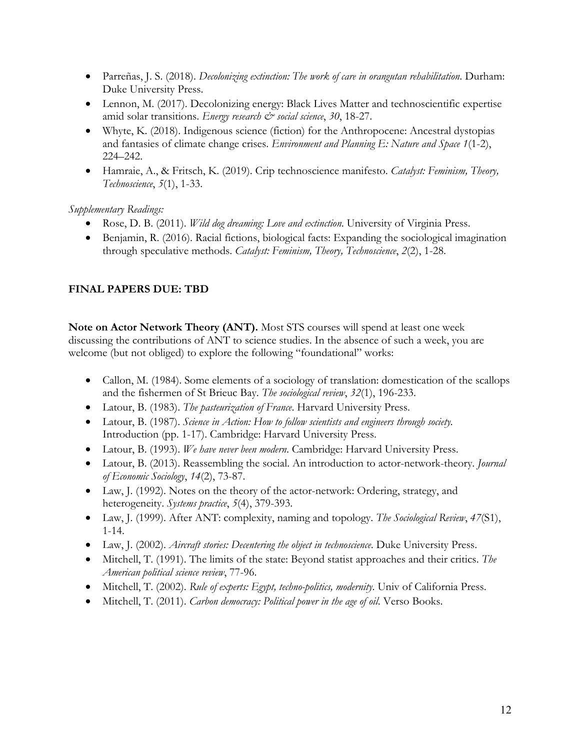- Parreñas, J. S. (2018). *Decolonizing extinction: The work of care in orangutan rehabilitation*. Durham: Duke University Press.
- Lennon, M. (2017). Decolonizing energy: Black Lives Matter and technoscientific expertise amid solar transitions. *Energy research & social science*, *30*, 18-27.
- Whyte, K. (2018). Indigenous science (fiction) for the Anthropocene: Ancestral dystopias and fantasies of climate change crises. *Environment and Planning E: Nature and Space 1*(1-2), 224–242.
- Hamraie, A., & Fritsch, K. (2019). Crip technoscience manifesto. *Catalyst: Feminism, Theory, Technoscience*, *5*(1), 1-33.

*Supplementary Readings:*

- Rose, D. B. (2011). *Wild dog dreaming: Love and extinction*. University of Virginia Press.
- Benjamin, R. (2016). Racial fictions, biological facts: Expanding the sociological imagination through speculative methods. *Catalyst: Feminism, Theory, Technoscience*, *2*(2), 1-28.

**FINAL PAPERS DUE: TBD**

**Note on Actor Network Theory (ANT).** Most STS courses will spend at least one week discussing the contributions of ANT to science studies. In the absence of such a week, you are welcome (but not obliged) to explore the following "foundational" works:

- Callon, M. (1984). Some elements of a sociology of translation: domestication of the scallops and the fishermen of St Brieuc Bay. *The sociological review*, *32*(1), 196-233.
- Latour, B. (1983). *The pasteurization of France*. Harvard University Press.
- Latour, B. (1987). *Science in Action: How to follow scientists and engineers through society.* Introduction (pp. 1-17). Cambridge: Harvard University Press.
- Latour, B. (1993). *We have never been modern*. Cambridge: Harvard University Press.
- Latour, B. (2013). Reassembling the social. An introduction to actor-network-theory. *Journal of Economic Sociology*, *14*(2), 73-87.
- Law, J. (1992). Notes on the theory of the actor-network: Ordering, strategy, and heterogeneity. *Systems practice*, *5*(4), 379-393.
- Law, J. (1999). After ANT: complexity, naming and topology. *The Sociological Review*, *47*(S1), 1-14.
- Law, J. (2002). *Aircraft stories: Decentering the object in technoscience*. Duke University Press.
- Mitchell, T. (1991). The limits of the state: Beyond statist approaches and their critics. *The American political science review*, 77-96.
- Mitchell, T. (2002). *Rule of experts: Egypt, techno-politics, modernity*. Univ of California Press.
- Mitchell, T. (2011). *Carbon democracy: Political power in the age of oil*. Verso Books.